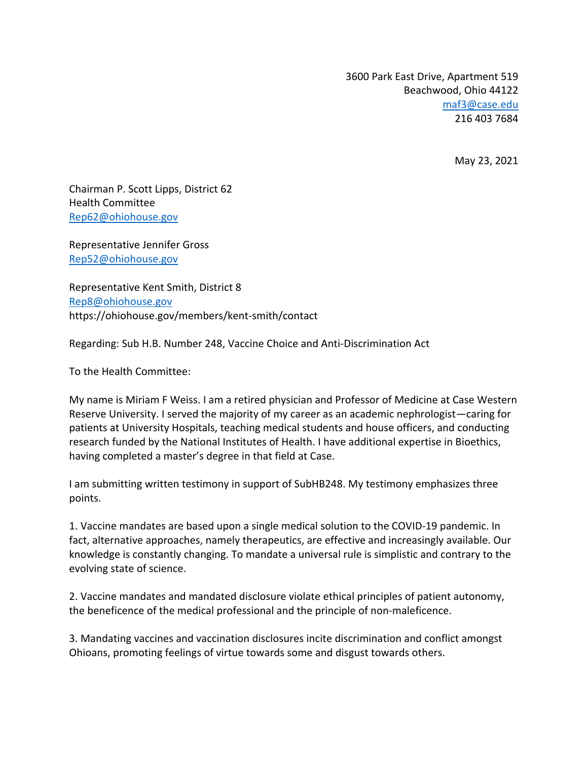3600 Park East Drive, Apartment 519
Beachwood, Ohio 44122
maf3@case.edu
216 403 7684

May 23, 2021

Chairman P. Scott Lipps, District 62
Health Committee
Rep62@ohiohouse.gov

Representative Jennifer Gross
Rep52@ohiohouse.gov

Representative Kent Smith, District 8
Rep8@ohiohouse.gov
https://ohiohouse.gov/members/kent-smith/contact

Regarding: Sub H.B. Number 248, Vaccine Choice and Anti-Discrimination Act

To the Health Committee:

My name is Miriam F Weiss. I am a retired physician and Professor of Medicine at Case Western Reserve University. I served the majority of my career as an academic nephrologist—caring for patients at University Hospitals, teaching medical students and house officers, and conducting research funded by the National Institutes of Health. I have additional expertise in Bioethics, having completed a master's degree in that field at Case.

I am submitting written testimony in support of SubHB248. My testimony emphasizes three points.

1. Vaccine mandates are based upon a single medical solution to the COVID-19 pandemic. In fact, alternative approaches, namely therapeutics, are effective and increasingly available. Our knowledge is constantly changing. To mandate a universal rule is simplistic and contrary to the evolving state of science.

2. Vaccine mandates and mandated disclosure violate ethical principles of patient autonomy, the beneficence of the medical professional and the principle of non-maleficence.

3. Mandating vaccines and vaccination disclosures incite discrimination and conflict amongst Ohioans, promoting feelings of virtue towards some and disgust towards others.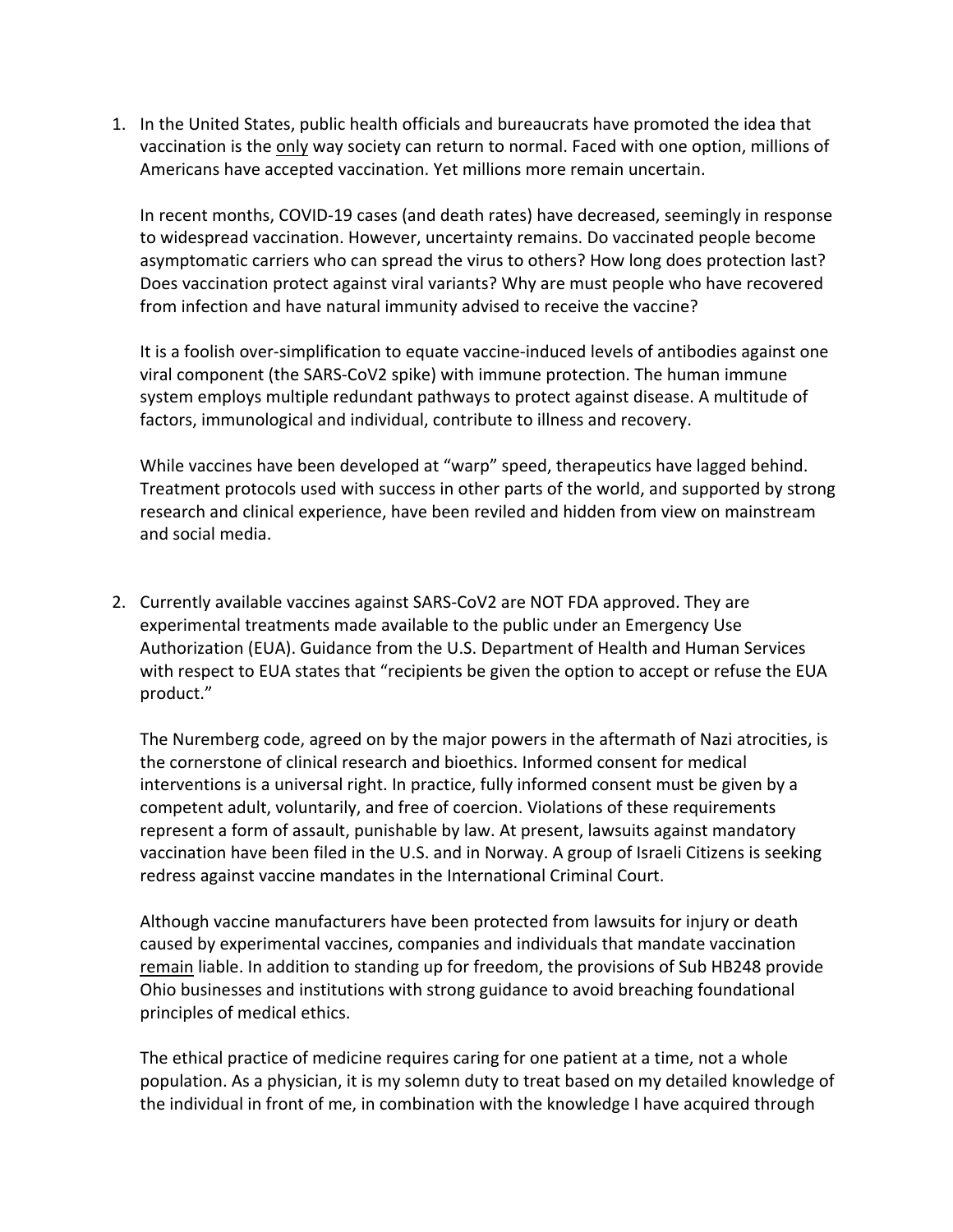1. In the United States, public health officials and bureaucrats have promoted the idea that vaccination is the <u>only</u> way society can return to normal. Faced with one option, millions of Americans have accepted vaccination. Yet millions more remain uncertain.

   In recent months, COVID-19 cases (and death rates) have decreased, seemingly in response to widespread vaccination. However, uncertainty remains. Do vaccinated people become asymptomatic carriers who can spread the virus to others? How long does protection last? Does vaccination protect against viral variants? Why are must people who have recovered from infection and have natural immunity advised to receive the vaccine?

   It is a foolish over-simplification to equate vaccine-induced levels of antibodies against one viral component (the SARS-CoV2 spike) with immune protection. The human immune system employs multiple redundant pathways to protect against disease. A multitude of factors, immunological and individual, contribute to illness and recovery.

   While vaccines have been developed at "warp" speed, therapeutics have lagged behind. Treatment protocols used with success in other parts of the world, and supported by strong research and clinical experience, have been reviled and hidden from view on mainstream and social media.

2. Currently available vaccines against SARS-CoV2 are NOT FDA approved. They are experimental treatments made available to the public under an Emergency Use Authorization (EUA). Guidance from the U.S. Department of Health and Human Services with respect to EUA states that "recipients be given the option to accept or refuse the EUA product."

   The Nuremberg code, agreed on by the major powers in the aftermath of Nazi atrocities, is the cornerstone of clinical research and bioethics. Informed consent for medical interventions is a universal right. In practice, fully informed consent must be given by a competent adult, voluntarily, and free of coercion. Violations of these requirements represent a form of assault, punishable by law. At present, lawsuits against mandatory vaccination have been filed in the U.S. and in Norway. A group of Israeli Citizens is seeking redress against vaccine mandates in the International Criminal Court.

   Although vaccine manufacturers have been protected from lawsuits for injury or death caused by experimental vaccines, companies and individuals that mandate vaccination <u>remain</u> liable. In addition to standing up for freedom, the provisions of Sub HB248 provide Ohio businesses and institutions with strong guidance to avoid breaching foundational principles of medical ethics.

   The ethical practice of medicine requires caring for one patient at a time, not a whole population. As a physician, it is my solemn duty to treat based on my detailed knowledge of the individual in front of me, in combination with the knowledge I have acquired through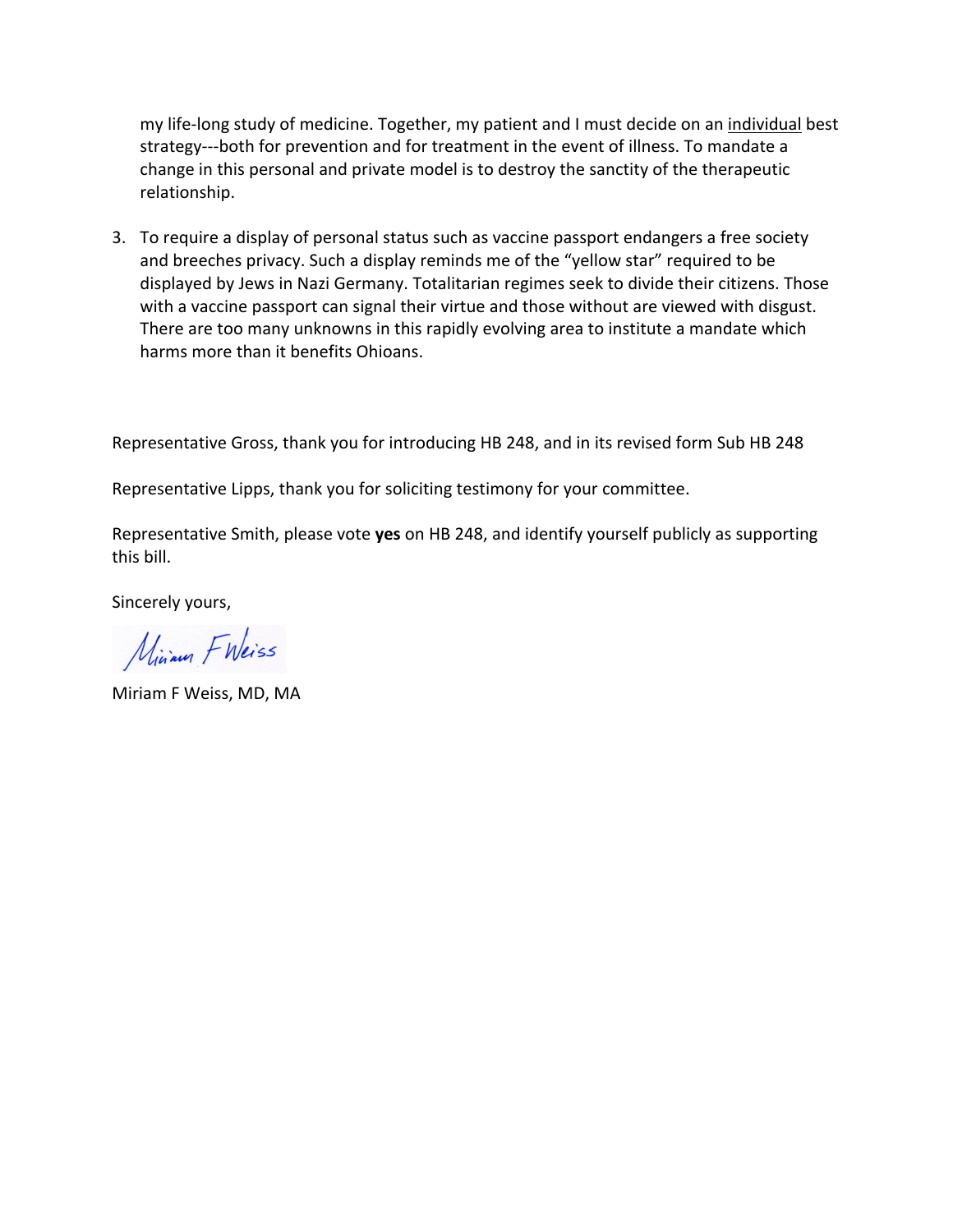my life-long study of medicine. Together, my patient and I must decide on an <u>individual</u> best strategy---both for prevention and for treatment in the event of illness. To mandate a change in this personal and private model is to destroy the sanctity of the therapeutic relationship.

3. To require a display of personal status such as vaccine passport endangers a free society and breeches privacy. Such a display reminds me of the "yellow star" required to be displayed by Jews in Nazi Germany. Totalitarian regimes seek to divide their citizens. Those with a vaccine passport can signal their virtue and those without are viewed with disgust. There are too many unknowns in this rapidly evolving area to institute a mandate which harms more than it benefits Ohioans.

Representative Gross, thank you for introducing HB 248, and in its revised form Sub HB 248

Representative Lipps, thank you for soliciting testimony for your committee.

Representative Smith, please vote **yes** on HB 248, and identify yourself publicly as supporting this bill.

Sincerely yours,

Miriam F Weiss

Miriam F Weiss, MD, MA